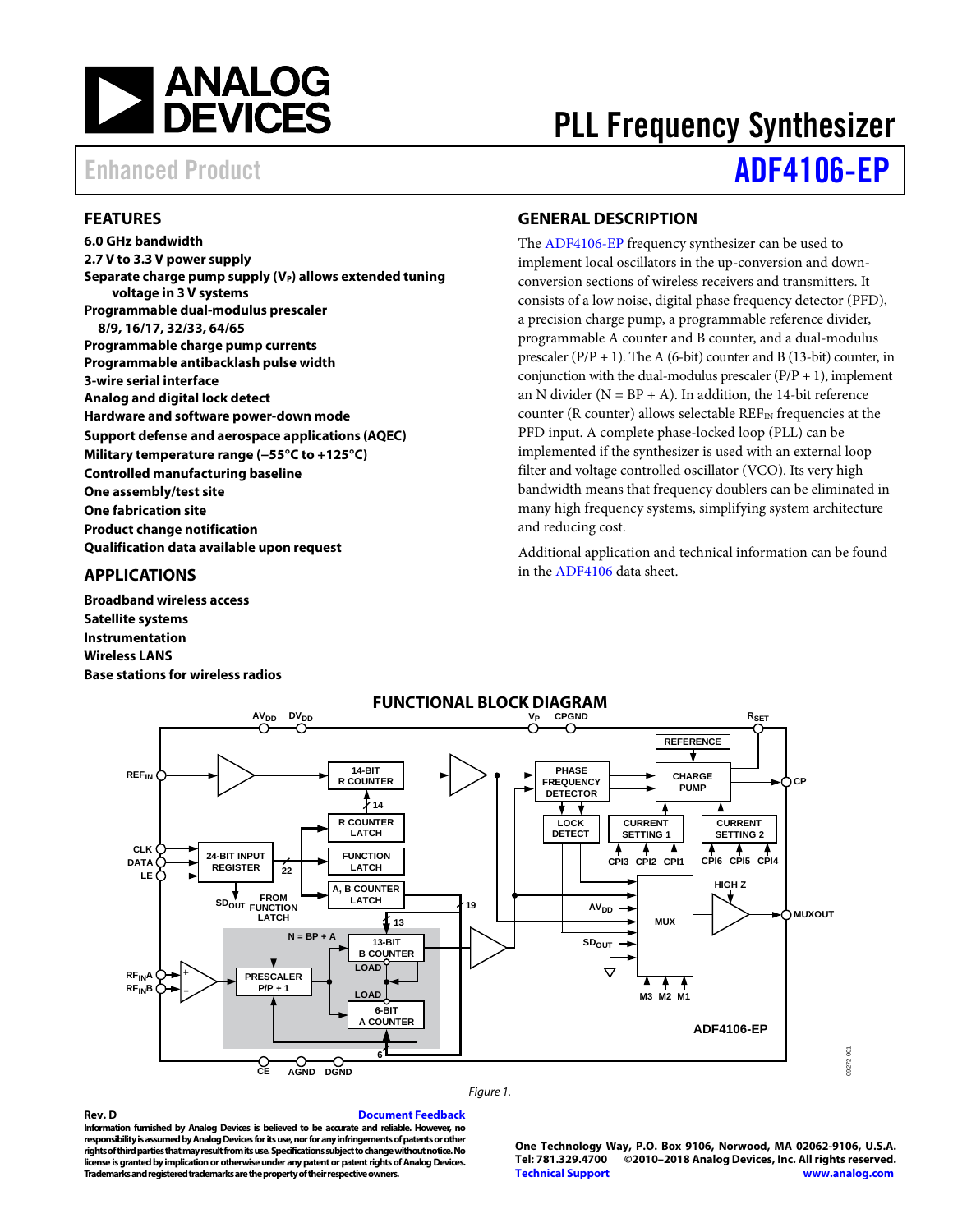# PLL Frequency Synthesizer

## Enhanced Product ADF4106-EP

## FEATURES

- 6.0 GHz bandwidth
- 2.7 V to 3.3 V power supply
- Separate charge pump supply ($V_P$) allows extended tuning voltage in 3 V systems
- Programmable dual-modulus prescaler 8/9, 16/17, 32/33, 64/65
- Programmable charge pump currents
- Programmable antibacklash pulse width
- 3-wire serial interface
- Analog and digital lock detect
- Hardware and software power-down mode
- Support defense and aerospace applications (AQEC)
- Military temperature range (−55°C to +125°C)
- Controlled manufacturing baseline
- One assembly/test site
- One fabrication site
- Product change notification
- Qualification data available upon request

## APPLICATIONS

- Broadband wireless access
- Satellite systems
- Instrumentation
- Wireless LANS
- Base stations for wireless radios

## GENERAL DESCRIPTION

The ADF4106-EP frequency synthesizer can be used to implement local oscillators in the up-conversion and down-conversion sections of wireless receivers and transmitters. It consists of a low noise, digital phase frequency detector (PFD), a precision charge pump, a programmable reference divider, programmable A counter and B counter, and a dual-modulus prescaler (P/P + 1). The A (6-bit) counter and B (13-bit) counter, in conjunction with the dual-modulus prescaler (P/P + 1), implement an N divider (N = BP + A). In addition, the 14-bit reference counter (R counter) allows selectable $REF_{IN}$ frequencies at the PFD input. A complete phase-locked loop (PLL) can be implemented if the synthesizer is used with an external loop filter and voltage controlled oscillator (VCO). Its very high bandwidth means that frequency doublers can be eliminated in many high frequency systems, simplifying system architecture and reducing cost.

Additional application and technical information can be found in the ADF4106 data sheet.

## FUNCTIONAL BLOCK DIAGRAM

Figure 1.

Rev. D

Document Feedback

Information furnished by Analog Devices is believed to be accurate and reliable. However, no responsibility is assumed by Analog Devices for its use, nor for any infringements of patents or other rights of third parties that may result from its use. Specifications subject to change without notice. No license is granted by implication or otherwise under any patent or patent rights of Analog Devices. Trademarks and registered trademarks are the property of their respective owners.

One Technology Way, P.O. Box 9106, Norwood, MA 02062-9106, U.S.A.
Tel: 781.329.4700 ©2010–2018 Analog Devices, Inc. All rights reserved.
Technical Support www.analog.com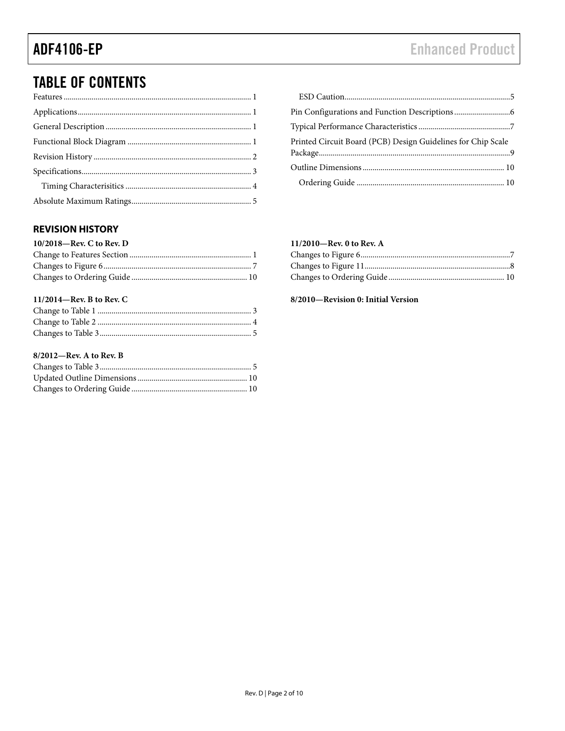## TABLE OF CONTENTS

Features ... 1
Applications ... 1
General Description ... 1
Functional Block Diagram ... 1
Revision History ... 2
Specifications ... 3
  Timing Characterisitics ... 4
Absolute Maximum Ratings ... 5
  ESD Caution ... 5
Pin Configurations and Function Descriptions ... 6
Typical Performance Characteristics ... 7
Printed Circuit Board (PCB) Design Guidelines for Chip Scale Package ... 9
Outline Dimensions ... 10
  Ordering Guide ... 10

### REVISION HISTORY

**10/2018—Rev. C to Rev. D**

Change to Features Section ... 1
Changes to Figure 6 ... 7
Changes to Ordering Guide ... 10

**11/2014—Rev. B to Rev. C**

Change to Table 1 ... 3
Change to Table 2 ... 4
Changes to Table 3 ... 5

**8/2012—Rev. A to Rev. B**

Changes to Table 3 ... 5
Updated Outline Dimensions ... 10
Changes to Ordering Guide ... 10

**11/2010—Rev. 0 to Rev. A**

Changes to Figure 6 ... 7
Changes to Figure 11 ... 8
Changes to Ordering Guide ... 10

**8/2010—Revision 0: Initial Version**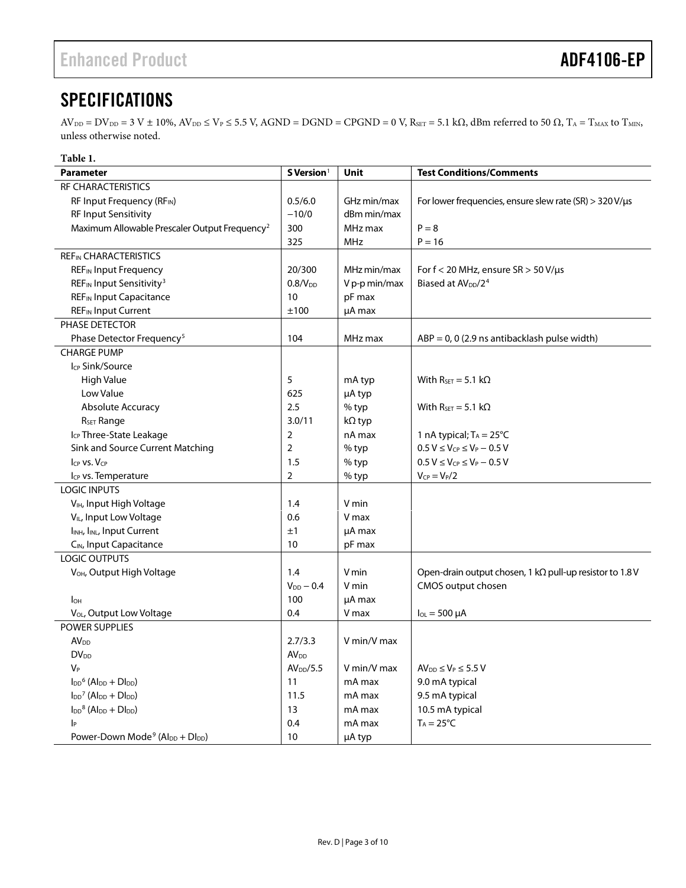## SPECIFICATIONS

$AV_{DD} = DV_{DD} = 3\ V \pm 10\%$, $AV_{DD} \leq V_P \leq 5.5\ V$, AGND = DGND = CPGND = 0 V, $R_{SET} = 5.1\ k\Omega$, dBm referred to 50 Ω, $T_A = T_{MAX}$ to $T_{MIN}$, unless otherwise noted.

**Table 1.**

| Parameter | S Version[1] | Unit | Test Conditions/Comments |
|---|---|---|---|
| RF CHARACTERISTICS | | | |
| RF Input Frequency ($RF_{IN}$) | 0.5/6.0 | GHz min/max | For lower frequencies, ensure slew rate (SR) > 320 V/μs |
| RF Input Sensitivity | −10/0 | dBm min/max | |
| Maximum Allowable Prescaler Output Frequency[2] | 300 | MHz max | P = 8 |
| | 325 | MHz | P = 16 |
| $REF_{IN}$ CHARACTERISTICS | | | |
| $REF_{IN}$ Input Frequency | 20/300 | MHz min/max | For f < 20 MHz, ensure SR > 50 V/μs |
| $REF_{IN}$ Input Sensitivity[3] | $0.8/V_{DD}$ | V p-p min/max | Biased at $AV_{DD}/2$[4] |
| $REF_{IN}$ Input Capacitance | 10 | pF max | |
| $REF_{IN}$ Input Current | ±100 | μA max | |
| PHASE DETECTOR | | | |
| Phase Detector Frequency[5] | 104 | MHz max | ABP = 0, 0 (2.9 ns antibacklash pulse width) |
| CHARGE PUMP | | | |
| $I_{CP}$ Sink/Source | | | |
| High Value | 5 | mA typ | With $R_{SET} = 5.1\ k\Omega$ |
| Low Value | 625 | μA typ | |
| Absolute Accuracy | 2.5 | % typ | With $R_{SET} = 5.1\ k\Omega$ |
| $R_{SET}$ Range | 3.0/11 | kΩ typ | |
| $I_{CP}$ Three-State Leakage | 2 | nA max | 1 nA typical; $T_A = 25°C$ |
| Sink and Source Current Matching | 2 | % typ | $0.5\ V \leq V_{CP} \leq V_P - 0.5\ V$ |
| $I_{CP}$ vs. $V_{CP}$ | 1.5 | % typ | $0.5\ V \leq V_{CP} \leq V_P - 0.5\ V$ |
| $I_{CP}$ vs. Temperature | 2 | % typ | $V_{CP} = V_P/2$ |
| LOGIC INPUTS | | | |
| $V_{IH}$, Input High Voltage | 1.4 | V min | |
| $V_{IL}$, Input Low Voltage | 0.6 | V max | |
| $I_{INH}$, $I_{INL}$, Input Current | ±1 | μA max | |
| $C_{IN}$, Input Capacitance | 10 | pF max | |
| LOGIC OUTPUTS | | | |
| $V_{OH}$, Output High Voltage | 1.4 | V min | Open-drain output chosen, 1 kΩ pull-up resistor to 1.8 V |
| | $V_{DD} - 0.4$ | V min | CMOS output chosen |
| $I_{OH}$ | 100 | μA max | |
| $V_{OL}$, Output Low Voltage | 0.4 | V max | $I_{OL} = 500\ \mu A$ |
| POWER SUPPLIES | | | |
| $AV_{DD}$ | 2.7/3.3 | V min/V max | |
| $DV_{DD}$ | $AV_{DD}$ | | |
| $V_P$ | $AV_{DD}/5.5$ | V min/V max | $AV_{DD} \leq V_P \leq 5.5\ V$ |
| $I_{DD}$[6] ($AI_{DD} + DI_{DD}$) | 11 | mA max | 9.0 mA typical |
| $I_{DD}$[7] ($AI_{DD} + DI_{DD}$) | 11.5 | mA max | 9.5 mA typical |
| $I_{DD}$[8] ($AI_{DD} + DI_{DD}$) | 13 | mA max | 10.5 mA typical |
| $I_P$ | 0.4 | mA max | $T_A = 25°C$ |
| Power-Down Mode[9] ($AI_{DD} + DI_{DD}$) | 10 | μA typ | |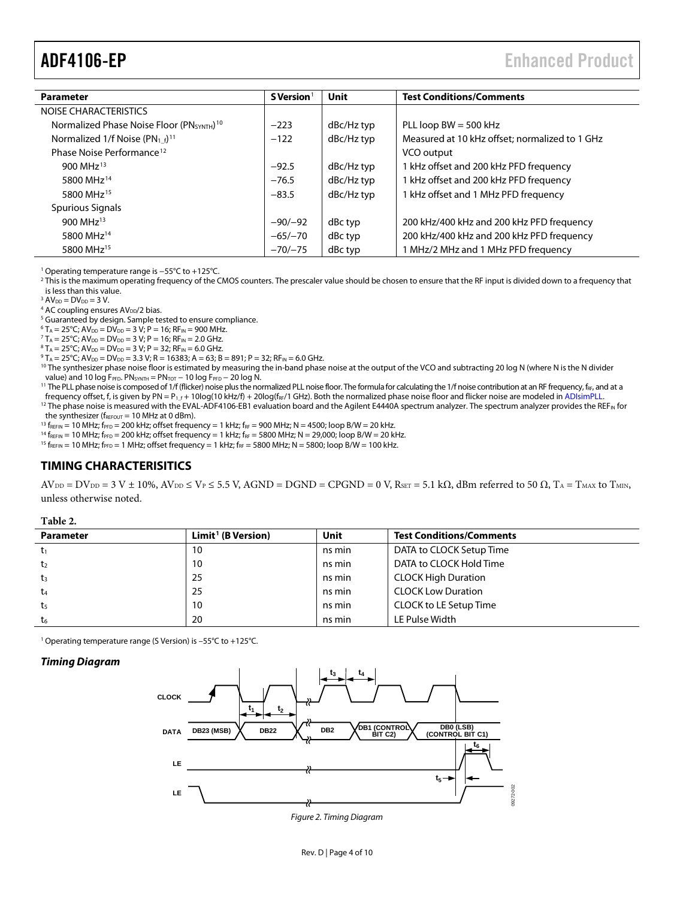| Parameter | S Version[1] | Unit | Test Conditions/Comments |
|---|---|---|---|
| NOISE CHARACTERISTICS | | | |
| Normalized Phase Noise Floor ($PN_{SYNTH}$)[10] | −223 | dBc/Hz typ | PLL loop BW = 500 kHz |
| Normalized 1/f Noise ($PN_{1\_f}$)[11] | −122 | dBc/Hz typ | Measured at 10 kHz offset; normalized to 1 GHz |
| Phase Noise Performance[12] | | | VCO output |
| 900 MHz[13] | −92.5 | dBc/Hz typ | 1 kHz offset and 200 kHz PFD frequency |
| 5800 MHz[14] | −76.5 | dBc/Hz typ | 1 kHz offset and 200 kHz PFD frequency |
| 5800 MHz[15] | −83.5 | dBc/Hz typ | 1 kHz offset and 1 MHz PFD frequency |
| Spurious Signals | | | |
| 900 MHz[13] | −90/−92 | dBc typ | 200 kHz/400 kHz and 200 kHz PFD frequency |
| 5800 MHz[14] | −65/−70 | dBc typ | 200 kHz/400 kHz and 200 kHz PFD frequency |
| 5800 MHz[15] | −70/−75 | dBc typ | 1 MHz/2 MHz and 1 MHz PFD frequency |

[1] Operating temperature range is −55°C to +125°C.
[2] This is the maximum operating frequency of the CMOS counters. The prescaler value should be chosen to ensure that the RF input is divided down to a frequency that is less than this value.
[3] $AV_{DD} = DV_{DD} = 3$ V.
[4] AC coupling ensures $AV_{DD}/2$ bias.
[5] Guaranteed by design. Sample tested to ensure compliance.
[6] $T_A = 25°C$; $AV_{DD} = DV_{DD} = 3$ V; P = 16; $RF_{IN} = 900$ MHz.
[7] $T_A = 25°C$; $AV_{DD} = DV_{DD} = 3$ V; P = 16; $RF_{IN} = 2.0$ GHz.
[8] $T_A = 25°C$; $AV_{DD} = DV_{DD} = 3$ V; P = 32; $RF_{IN} = 6.0$ GHz.
[9] $T_A = 25°C$; $AV_{DD} = DV_{DD} = 3.3$ V; R = 16383; A = 63; B = 891; P = 32; $RF_{IN} = 6.0$ GHz.
[10] The synthesizer phase noise floor is estimated by measuring the in-band phase noise at the output of the VCO and subtracting 20 log N (where N is the N divider value) and 10 log $F_{PFD}$. $PN_{SYNTH} = PN_{TOT} - 10 \log F_{PFD} - 20 \log N$.
[11] The PLL phase noise is composed of 1/f (flicker) noise plus the normalized PLL noise floor. The formula for calculating the 1/f noise contribution at an RF frequency, $f_{RF}$, and at a frequency offset, f, is given by $PN = P_{1\_f} + 10\log(10 \text{ kHz}/f) + 20\log(f_{RF}/1 \text{ GHz})$. Both the normalized phase noise floor and flicker noise are modeled in ADIsimPLL.
[12] The phase noise is measured with the EVAL-ADF4106-EB1 evaluation board and the Agilent E4440A spectrum analyzer. The spectrum analyzer provides the $REF_{IN}$ for the synthesizer ($f_{REFOUT} = 10$ MHz at 0 dBm).
[13] $f_{REFIN} = 10$ MHz; $f_{PFD} = 200$ kHz; offset frequency = 1 kHz; $f_{RF} = 900$ MHz; N = 4500; loop B/W = 20 kHz.
[14] $f_{REFIN} = 10$ MHz; $f_{PFD} = 200$ kHz; offset frequency = 1 kHz; $f_{RF} = 5800$ MHz; N = 29,000; loop B/W = 20 kHz.
[15] $f_{REFIN} = 10$ MHz; $f_{PFD} = 1$ MHz; offset frequency = 1 kHz; $f_{RF} = 5800$ MHz; N = 5800; loop B/W = 100 kHz.

## TIMING CHARACTERISITICS

$AV_{DD} = DV_{DD} = 3 \text{ V} \pm 10\%$, $AV_{DD} \leq V_P \leq 5.5$ V, AGND = DGND = CPGND = 0 V, $R_{SET} = 5.1$ kΩ, dBm referred to 50 Ω, $T_A = T_{MAX}$ to $T_{MIN}$, unless otherwise noted.

**Table 2.**

| Parameter | Limit[1] (B Version) | Unit | Test Conditions/Comments |
|---|---|---|---|
| $t_1$ | 10 | ns min | DATA to CLOCK Setup Time |
| $t_2$ | 10 | ns min | DATA to CLOCK Hold Time |
| $t_3$ | 25 | ns min | CLOCK High Duration |
| $t_4$ | 25 | ns min | CLOCK Low Duration |
| $t_5$ | 10 | ns min | CLOCK to LE Setup Time |
| $t_6$ | 20 | ns min | LE Pulse Width |

[1] Operating temperature range (S Version) is −55°C to +125°C.

### Timing Diagram

Figure 2. Timing Diagram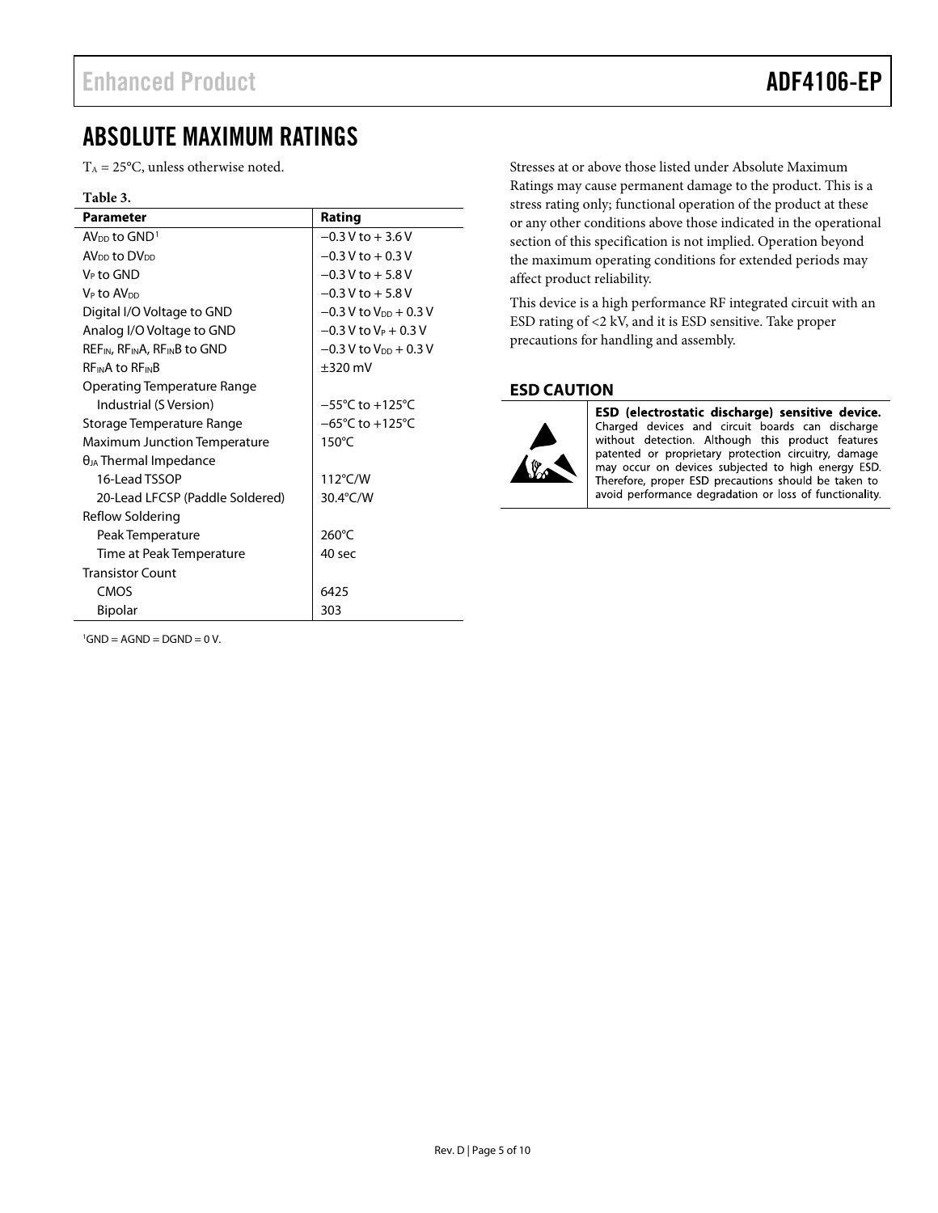# ABSOLUTE MAXIMUM RATINGS

$T_A$ = 25°C, unless otherwise noted.

**Table 3.**

| Parameter | Rating |
|---|---|
| $AV_{DD}$ to GND[1] | −0.3 V to + 3.6 V |
| $AV_{DD}$ to $DV_{DD}$ | −0.3 V to + 0.3 V |
| $V_P$ to GND | −0.3 V to + 5.8 V |
| $V_P$ to $AV_{DD}$ | −0.3 V to + 5.8 V |
| Digital I/O Voltage to GND | −0.3 V to $V_{DD}$ + 0.3 V |
| Analog I/O Voltage to GND | −0.3 V to $V_P$ + 0.3 V |
| $REF_{IN}$, $RF_{IN}A$, $RF_{IN}B$ to GND | −0.3 V to $V_{DD}$ + 0.3 V |
| $RF_{IN}A$ to $RF_{IN}B$ | ±320 mV |
| Operating Temperature Range | |
| Industrial (S Version) | −55°C to +125°C |
| Storage Temperature Range | −65°C to +125°C |
| Maximum Junction Temperature | 150°C |
| $θ_{JA}$ Thermal Impedance | |
| 16-Lead TSSOP | 112°C/W |
| 20-Lead LFCSP (Paddle Soldered) | 30.4°C/W |
| Reflow Soldering | |
| Peak Temperature | 260°C |
| Time at Peak Temperature | 40 sec |
| Transistor Count | |
| CMOS | 6425 |
| Bipolar | 303 |

[1] GND = AGND = DGND = 0 V.

Stresses at or above those listed under Absolute Maximum Ratings may cause permanent damage to the product. This is a stress rating only; functional operation of the product at these or any other conditions above those indicated in the operational section of this specification is not implied. Operation beyond the maximum operating conditions for extended periods may affect product reliability.

This device is a high performance RF integrated circuit with an ESD rating of <2 kV, and it is ESD sensitive. Take proper precautions for handling and assembly.

## ESD CAUTION

**ESD (electrostatic discharge) sensitive device.** Charged devices and circuit boards can discharge without detection. Although this product features patented or proprietary protection circuitry, damage may occur on devices subjected to high energy ESD. Therefore, proper ESD precautions should be taken to avoid performance degradation or loss of functionality.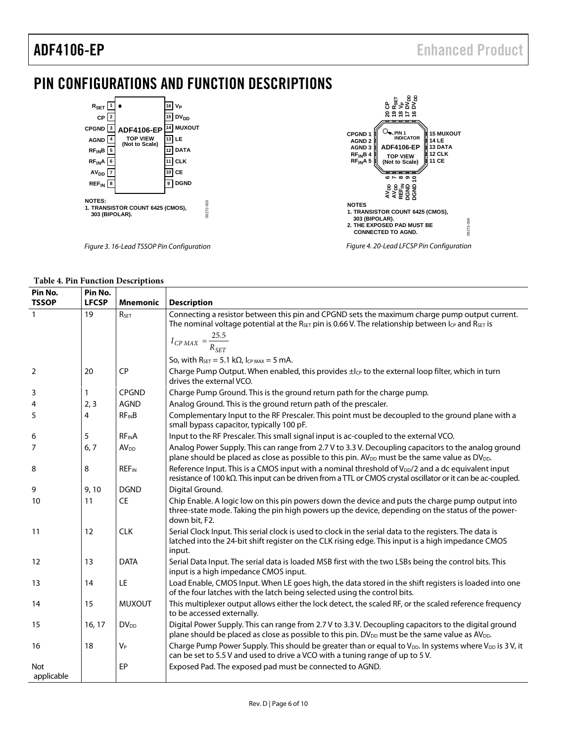# PIN CONFIGURATIONS AND FUNCTION DESCRIPTIONS

NOTES:
1. TRANSISTOR COUNT 6425 (CMOS), 303 (BIPOLAR).

*Figure 3. 16-Lead TSSOP Pin Configuration*

NOTES
1. TRANSISTOR COUNT 6425 (CMOS), 303 (BIPOLAR).
2. THE EXPOSED PAD MUST BE CONNECTED TO AGND.

*Figure 4. 20-Lead LFCSP Pin Configuration*

**Table 4. Pin Function Descriptions**

| Pin No. TSSOP | Pin No. LFCSP | Mnemonic | Description |
|---|---|---|---|
| 1 | 19 | $R_{SET}$ | Connecting a resistor between this pin and CPGND sets the maximum charge pump output current. The nominal voltage potential at the $R_{SET}$ pin is 0.66 V. The relationship between $I_{CP}$ and $R_{SET}$ is $I_{CP\,MAX} = \frac{25.5}{R_{SET}}$ So, with $R_{SET}$ = 5.1 kΩ, $I_{CP\,MAX}$ = 5 mA. |
| 2 | 20 | CP | Charge Pump Output. When enabled, this provides $\pm I_{CP}$ to the external loop filter, which in turn drives the external VCO. |
| 3 | 1 | CPGND | Charge Pump Ground. This is the ground return path for the charge pump. |
| 4 | 2, 3 | AGND | Analog Ground. This is the ground return path of the prescaler. |
| 5 | 4 | $RF_{IN}B$ | Complementary Input to the RF Prescaler. This point must be decoupled to the ground plane with a small bypass capacitor, typically 100 pF. |
| 6 | 5 | $RF_{IN}A$ | Input to the RF Prescaler. This small signal input is ac-coupled to the external VCO. |
| 7 | 6, 7 | $AV_{DD}$ | Analog Power Supply. This can range from 2.7 V to 3.3 V. Decoupling capacitors to the analog ground plane should be placed as close as possible to this pin. $AV_{DD}$ must be the same value as $DV_{DD}$. |
| 8 | 8 | $REF_{IN}$ | Reference Input. This is a CMOS input with a nominal threshold of $V_{DD}/2$ and a dc equivalent input resistance of 100 kΩ. This input can be driven from a TTL or CMOS crystal oscillator or it can be ac-coupled. |
| 9 | 9, 10 | DGND | Digital Ground. |
| 10 | 11 | CE | Chip Enable. A logic low on this pin powers down the device and puts the charge pump output into three-state mode. Taking the pin high powers up the device, depending on the status of the power-down bit, F2. |
| 11 | 12 | CLK | Serial Clock Input. This serial clock is used to clock in the serial data to the registers. The data is latched into the 24-bit shift register on the CLK rising edge. This input is a high impedance CMOS input. |
| 12 | 13 | DATA | Serial Data Input. The serial data is loaded MSB first with the two LSBs being the control bits. This input is a high impedance CMOS input. |
| 13 | 14 | LE | Load Enable, CMOS Input. When LE goes high, the data stored in the shift registers is loaded into one of the four latches with the latch being selected using the control bits. |
| 14 | 15 | MUXOUT | This multiplexer output allows either the lock detect, the scaled RF, or the scaled reference frequency to be accessed externally. |
| 15 | 16, 17 | $DV_{DD}$ | Digital Power Supply. This can range from 2.7 V to 3.3 V. Decoupling capacitors to the digital ground plane should be placed as close as possible to this pin. $DV_{DD}$ must be the same value as $AV_{DD}$. |
| 16 | 18 | $V_P$ | Charge Pump Power Supply. This should be greater than or equal to $V_{DD}$. In systems where $V_{DD}$ is 3 V, it can be set to 5.5 V and used to drive a VCO with a tuning range of up to 5 V. |
| Not applicable | | EP | Exposed Pad. The exposed pad must be connected to AGND. |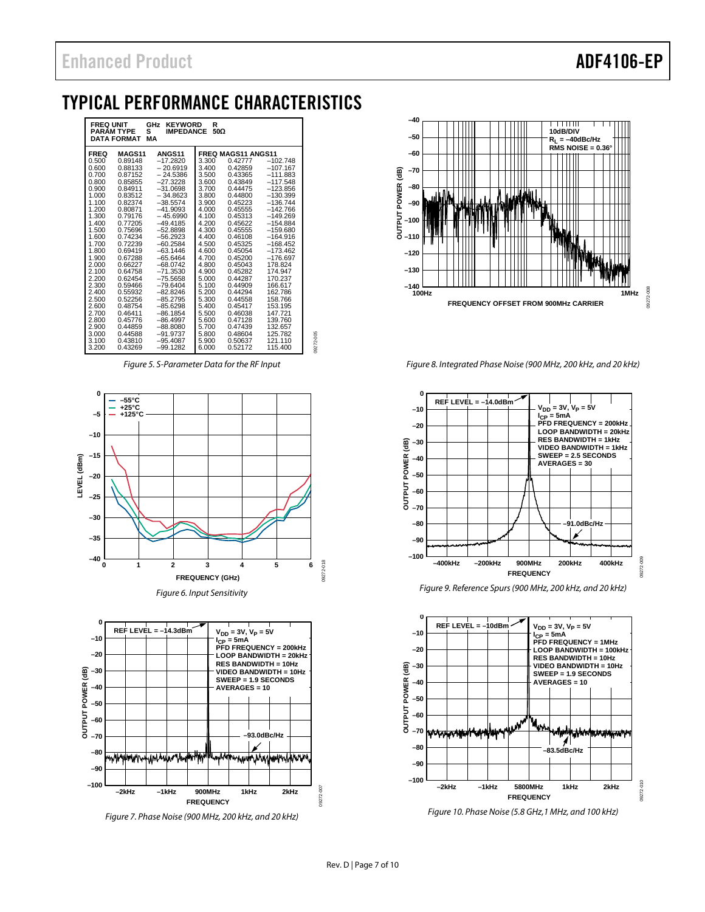## TYPICAL PERFORMANCE CHARACTERISTICS

| FREQ UNIT | GHz | KEYWORD | R |
|---|---|---|---|
| PARAM TYPE | S | IMPEDANCE | 50Ω |
| DATA FORMAT | MA | | |

| FREQ | MAGS11 | ANGS11 | FREQ | MAGS11 | ANGS11 |
|---|---|---|---|---|---|
| 0.500 | 0.89148 | −17.2820 | 3.300 | 0.42777 | −102.748 |
| 0.600 | 0.88133 | −20.6919 | 3.400 | 0.42859 | −107.167 |
| 0.700 | 0.87152 | −24.5386 | 3.500 | 0.43365 | −111.883 |
| 0.800 | 0.85855 | −27.3228 | 3.600 | 0.43849 | −117.548 |
| 0.900 | 0.84911 | −31.0698 | 3.700 | 0.44475 | −123.856 |
| 1.000 | 0.83512 | −34.8623 | 3.800 | 0.44800 | −130.399 |
| 1.100 | 0.82374 | −38.5574 | 3.900 | 0.45223 | −136.744 |
| 1.200 | 0.80871 | −41.9093 | 4.000 | 0.45555 | −142.766 |
| 1.300 | 0.79176 | −45.6990 | 4.100 | 0.45313 | −149.269 |
| 1.400 | 0.77205 | −49.4185 | 4.200 | 0.45622 | −154.884 |
| 1.500 | 0.75696 | −52.8898 | 4.300 | 0.45555 | −159.680 |
| 1.600 | 0.74234 | −56.2923 | 4.400 | 0.46108 | −164.916 |
| 1.700 | 0.72239 | −60.2584 | 4.500 | 0.45325 | −168.452 |
| 1.800 | 0.69419 | −63.1446 | 4.600 | 0.45054 | −173.462 |
| 1.900 | 0.67288 | −65.6464 | 4.700 | 0.45200 | −176.697 |
| 2.000 | 0.66227 | −68.0742 | 4.800 | 0.45043 | 178.824 |
| 2.100 | 0.64758 | −71.3530 | 4.900 | 0.45282 | 174.947 |
| 2.200 | 0.62454 | −75.5658 | 5.000 | 0.44287 | 170.237 |
| 2.300 | 0.59466 | −79.6404 | 5.100 | 0.44909 | 166.617 |
| 2.400 | 0.55932 | −82.8246 | 5.200 | 0.44294 | 162.786 |
| 2.500 | 0.52256 | −85.2795 | 5.300 | 0.44558 | 158.766 |
| 2.600 | 0.48754 | −85.6298 | 5.400 | 0.45417 | 153.195 |
| 2.700 | 0.46411 | −86.1854 | 5.500 | 0.46038 | 147.721 |
| 2.800 | 0.45776 | −86.4997 | 5.600 | 0.47128 | 139.760 |
| 2.900 | 0.44859 | −88.8080 | 5.700 | 0.47439 | 132.657 |
| 3.000 | 0.44588 | −91.9737 | 5.800 | 0.48604 | 125.782 |
| 3.100 | 0.43810 | −95.4087 | 5.900 | 0.50637 | 121.110 |
| 3.200 | 0.43269 | −99.1282 | 6.000 | 0.52172 | 115.400 |

*Figure 5. S-Parameter Data for the RF Input*

*Figure 6. Input Sensitivity*

*Figure 7. Phase Noise (900 MHz, 200 kHz, and 20 kHz)*

*Figure 8. Integrated Phase Noise (900 MHz, 200 kHz, and 20 kHz)*

*Figure 9. Reference Spurs (900 MHz, 200 kHz, and 20 kHz)*

*Figure 10. Phase Noise (5.8 GHz,1 MHz, and 100 kHz)*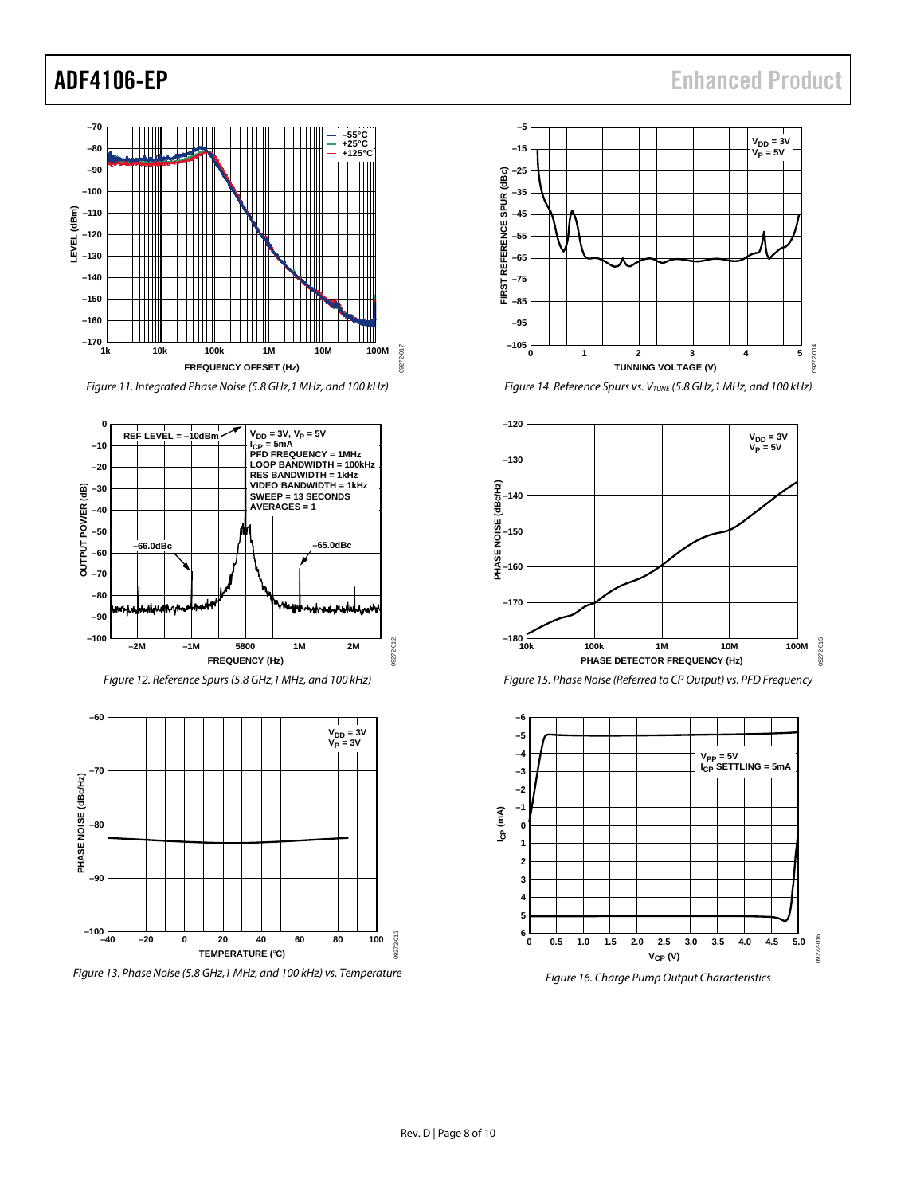Figure 11. Integrated Phase Noise (5.8 GHz,1 MHz, and 100 kHz)

Figure 12. Reference Spurs (5.8 GHz,1 MHz, and 100 kHz)

Figure 13. Phase Noise (5.8 GHz,1 MHz, and 100 kHz) vs. Temperature

Figure 14. Reference Spurs vs. $V_{TUNE}$ (5.8 GHz,1 MHz, and 100 kHz)

Figure 15. Phase Noise (Referred to CP Output) vs. PFD Frequency

Figure 16. Charge Pump Output Characteristics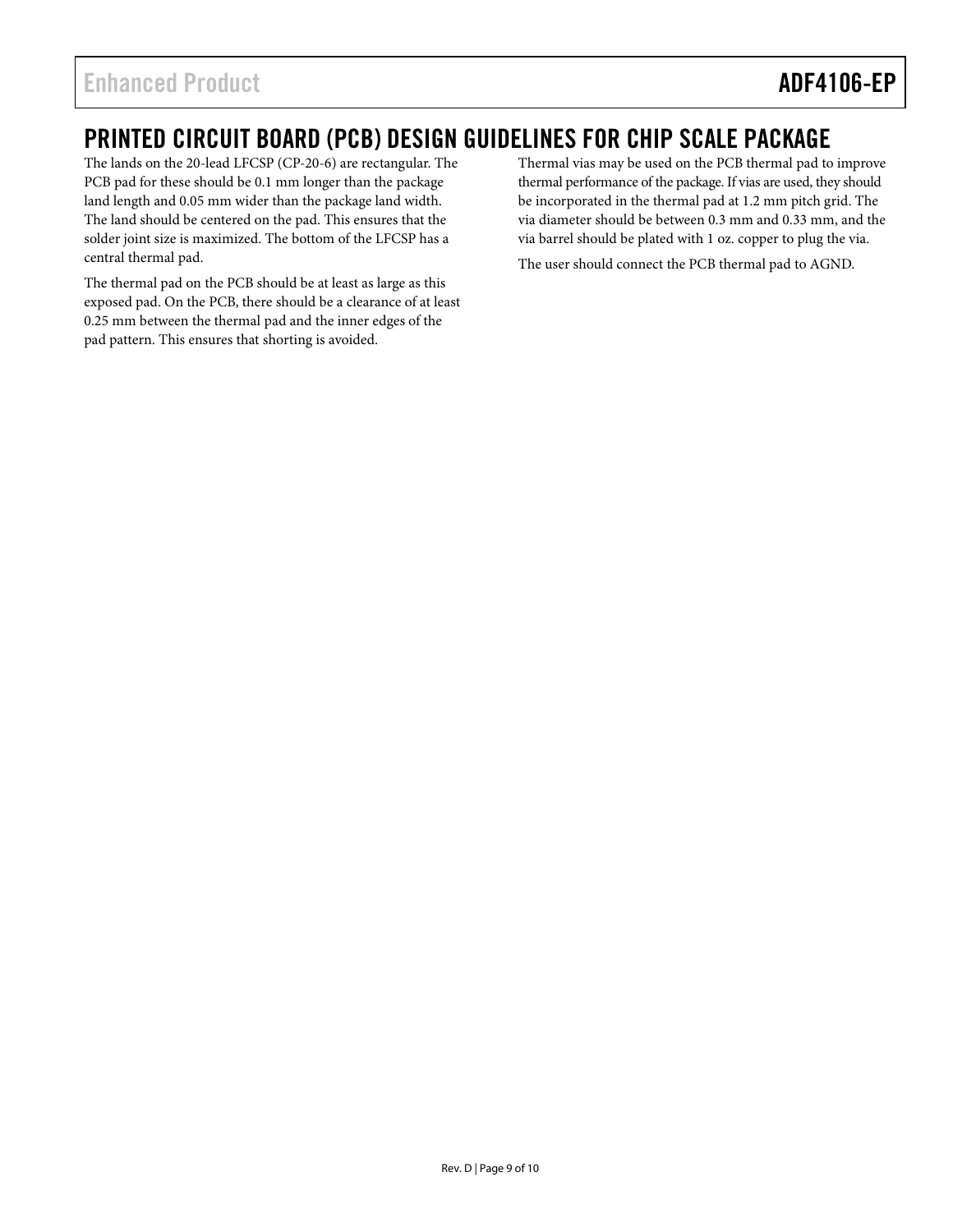## PRINTED CIRCUIT BOARD (PCB) DESIGN GUIDELINES FOR CHIP SCALE PACKAGE

The lands on the 20-lead LFCSP (CP-20-6) are rectangular. The PCB pad for these should be 0.1 mm longer than the package land length and 0.05 mm wider than the package land width. The land should be centered on the pad. This ensures that the solder joint size is maximized. The bottom of the LFCSP has a central thermal pad.

The thermal pad on the PCB should be at least as large as this exposed pad. On the PCB, there should be a clearance of at least 0.25 mm between the thermal pad and the inner edges of the pad pattern. This ensures that shorting is avoided.

Thermal vias may be used on the PCB thermal pad to improve thermal performance of the package. If vias are used, they should be incorporated in the thermal pad at 1.2 mm pitch grid. The via diameter should be between 0.3 mm and 0.33 mm, and the via barrel should be plated with 1 oz. copper to plug the via.

The user should connect the PCB thermal pad to AGND.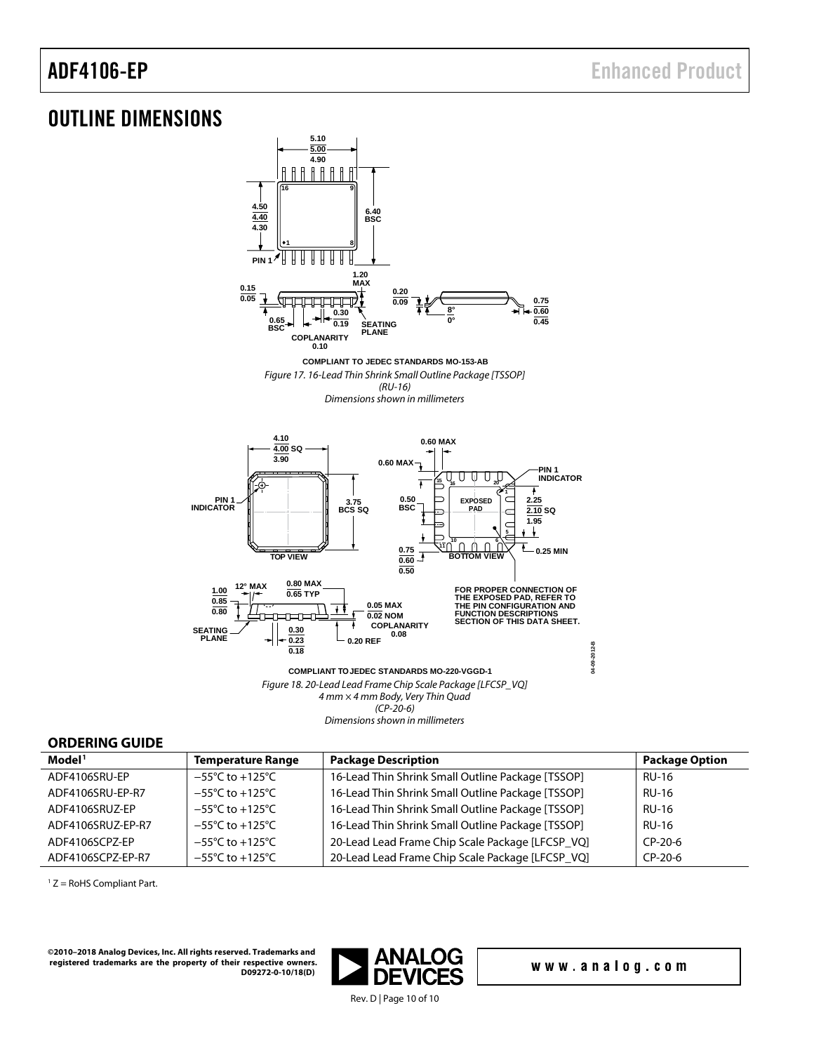## OUTLINE DIMENSIONS

5.10
5.00
4.90

16
9
4.50
4.40
4.30
6.40
BSC
1
8
PIN 1

1.20
MAX
0.15
0.05
0.30
0.19
0.65
BSC
SEATING
PLANE
COPLANARITY
0.10
0.20
0.09
8°
0°
0.75
0.60
0.45

COMPLIANT TO JEDEC STANDARDS MO-153-AB

*Figure 17. 16-Lead Thin Shrink Small Outline Package [TSSOP]*
*(RU-16)*
*Dimensions shown in millimeters*

4.10
4.00 SQ
3.90
PIN 1
INDICATOR
3.75
BCS SQ
TOP VIEW
0.60 MAX
0.60 MAX
PIN 1
INDICATOR
15
16
20
1
0.50
BSC
EXPOSED
PAD
2.25
2.10 SQ
1.95
5
11
10
6
0.75
0.60
0.50
BOTTOM VIEW
0.25 MIN
1.00
0.85
0.80
12° MAX
0.80 MAX
0.65 TYP
0.05 MAX
0.02 NOM
COPLANARITY
0.08
SEATING
PLANE
0.30
0.23
0.18
0.20 REF

FOR PROPER CONNECTION OF THE EXPOSED PAD, REFER TO THE PIN CONFIGURATION AND FUNCTION DESCRIPTIONS SECTION OF THIS DATA SHEET.

04-09-2012-B

COMPLIANT TO JEDEC STANDARDS MO-220-VGGD-1

*Figure 18. 20-Lead Lead Frame Chip Scale Package [LFCSP_VQ]*
*4 mm × 4 mm Body, Very Thin Quad*
*(CP-20-6)*
*Dimensions shown in millimeters*

## ORDERING GUIDE

| Model[1] | Temperature Range | Package Description | Package Option |
|---|---|---|---|
| ADF4106SRU-EP | −55°C to +125°C | 16-Lead Thin Shrink Small Outline Package [TSSOP] | RU-16 |
| ADF4106SRU-EP-R7 | −55°C to +125°C | 16-Lead Thin Shrink Small Outline Package [TSSOP] | RU-16 |
| ADF4106SRUZ-EP | −55°C to +125°C | 16-Lead Thin Shrink Small Outline Package [TSSOP] | RU-16 |
| ADF4106SRUZ-EP-R7 | −55°C to +125°C | 16-Lead Thin Shrink Small Outline Package [TSSOP] | RU-16 |
| ADF4106SCPZ-EP | −55°C to +125°C | 20-Lead Lead Frame Chip Scale Package [LFCSP_VQ] | CP-20-6 |
| ADF4106SCPZ-EP-R7 | −55°C to +125°C | 20-Lead Lead Frame Chip Scale Package [LFCSP_VQ] | CP-20-6 |

[1] Z = RoHS Compliant Part.

**©2010–2018 Analog Devices, Inc. All rights reserved. Trademarks and registered trademarks are the property of their respective owners. D09272-0-10/18(D)**

www.analog.com